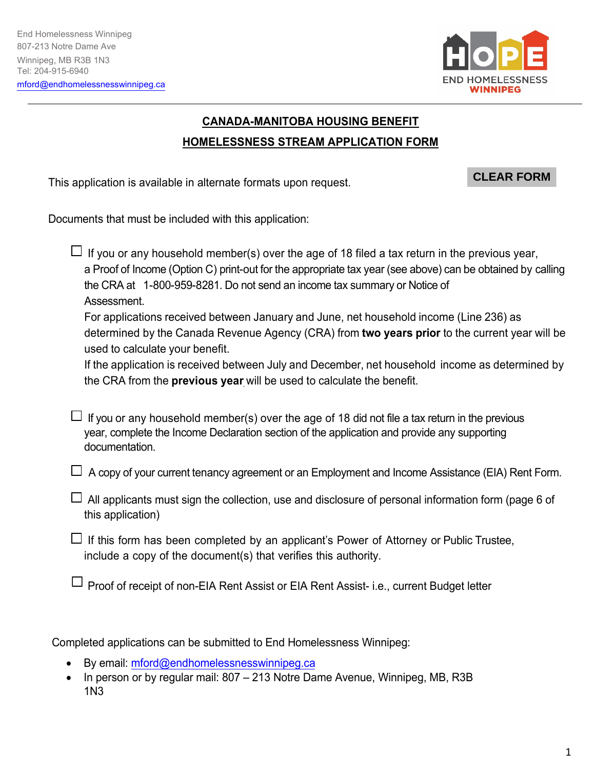End Homelessness Winnipeg
807-213 Notre Dame Ave
Winnipeg, MB R3B 1N3
Tel: 204-915-6940
mford@endhomelessnesswinnipeg.ca

HOPE END HOMELESSNESS WINNIPEG

## CANADA-MANITOBA HOUSING BENEFIT

## HOMELESSNESS STREAM APPLICATION FORM

This application is available in alternate formats upon request.

CLEAR FORM

Documents that must be included with this application:

- ☐ If you or any household member(s) over the age of 18 filed a tax return in the previous year, a Proof of Income (Option C) print-out for the appropriate tax year (see above) can be obtained by calling the CRA at 1-800-959-8281. Do not send an income tax summary or Notice of Assessment.
  For applications received between January and June, net household income (Line 236) as determined by the Canada Revenue Agency (CRA) from **two years prior** to the current year will be used to calculate your benefit.
  If the application is received between July and December, net household income as determined by the CRA from the **previous year** will be used to calculate the benefit.

- ☐ If you or any household member(s) over the age of 18 did not file a tax return in the previous year, complete the Income Declaration section of the application and provide any supporting documentation.

- ☐ A copy of your current tenancy agreement or an Employment and Income Assistance (EIA) Rent Form.

- ☐ All applicants must sign the collection, use and disclosure of personal information form (page 6 of this application)

- ☐ If this form has been completed by an applicant's Power of Attorney or Public Trustee, include a copy of the document(s) that verifies this authority.

- ☐ Proof of receipt of non-EIA Rent Assist or EIA Rent Assist- i.e., current Budget letter

Completed applications can be submitted to End Homelessness Winnipeg:

- By email: mford@endhomelessnesswinnipeg.ca
- In person or by regular mail: 807 – 213 Notre Dame Avenue, Winnipeg, MB, R3B 1N3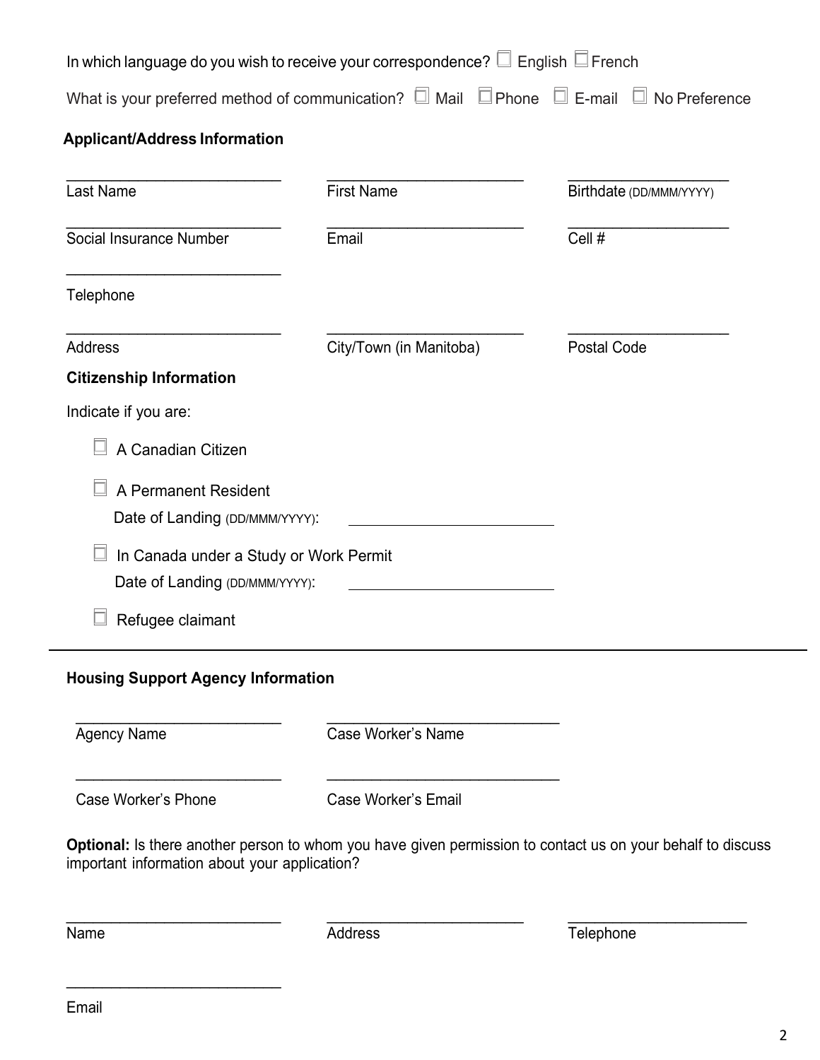In which language do you wish to receive your correspondence? ☐ English ☐ French

What is your preferred method of communication? ☐ Mail ☐ Phone ☐ E-mail ☐ No Preference

**Applicant/Address Information**

| ______________________ | ______________________ | ______________________ |
|---|---|---|
| Last Name | First Name | Birthdate (DD/MMM/YYYY) |
| Social Insurance Number | Email | Cell # |
| Telephone | | |
| Address | City/Town (in Manitoba) | Postal Code |

**Citizenship Information**

Indicate if you are:

☐ A Canadian Citizen

☐ A Permanent Resident
Date of Landing (DD/MMM/YYYY): ______________________

☐ In Canada under a Study or Work Permit
Date of Landing (DD/MMM/YYYY): ______________________

☐ Refugee claimant

---

**Housing Support Agency Information**

| ______________________ | ______________________ |
|---|---|
| Agency Name | Case Worker's Name |
| Case Worker's Phone | Case Worker's Email |

**Optional:** Is there another person to whom you have given permission to contact us on your behalf to discuss important information about your application?

| ______________________ | ______________________ | ______________________ |
|---|---|---|
| Name | Address | Telephone |
| Email | | |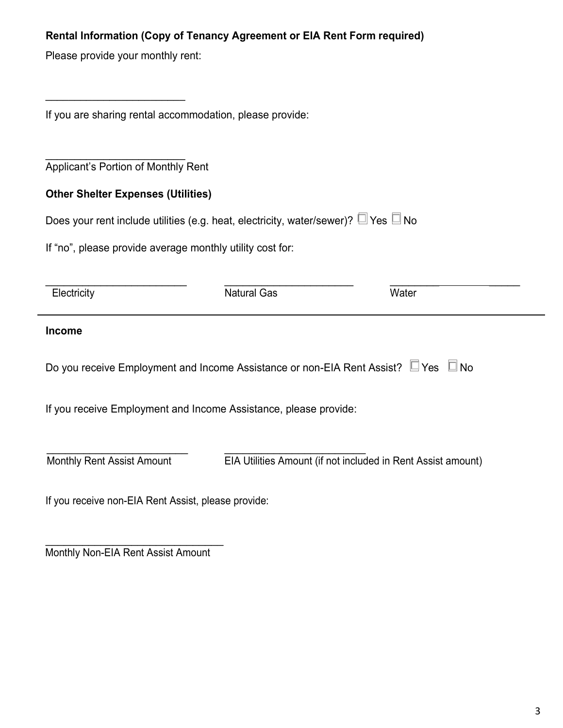**Rental Information (Copy of Tenancy Agreement or EIA Rent Form required)**

Please provide your monthly rent:

________________________

If you are sharing rental accommodation, please provide:

________________________
Applicant's Portion of Monthly Rent

**Other Shelter Expenses (Utilities)**

Does your rent include utilities (e.g. heat, electricity, water/sewer)? ☐ Yes ☐ No

If "no", please provide average monthly utility cost for:

| ________________________ | ________________________ | ________________________ |
|---|---|---|
| Electricity | Natural Gas | Water |

---

**Income**

Do you receive Employment and Income Assistance or non-EIA Rent Assist? ☐ Yes ☐ No

If you receive Employment and Income Assistance, please provide:

| ________________________ | ________________________ |
|---|---|
| Monthly Rent Assist Amount | EIA Utilities Amount (if not included in Rent Assist amount) |

If you receive non-EIA Rent Assist, please provide:

______________________________
Monthly Non-EIA Rent Assist Amount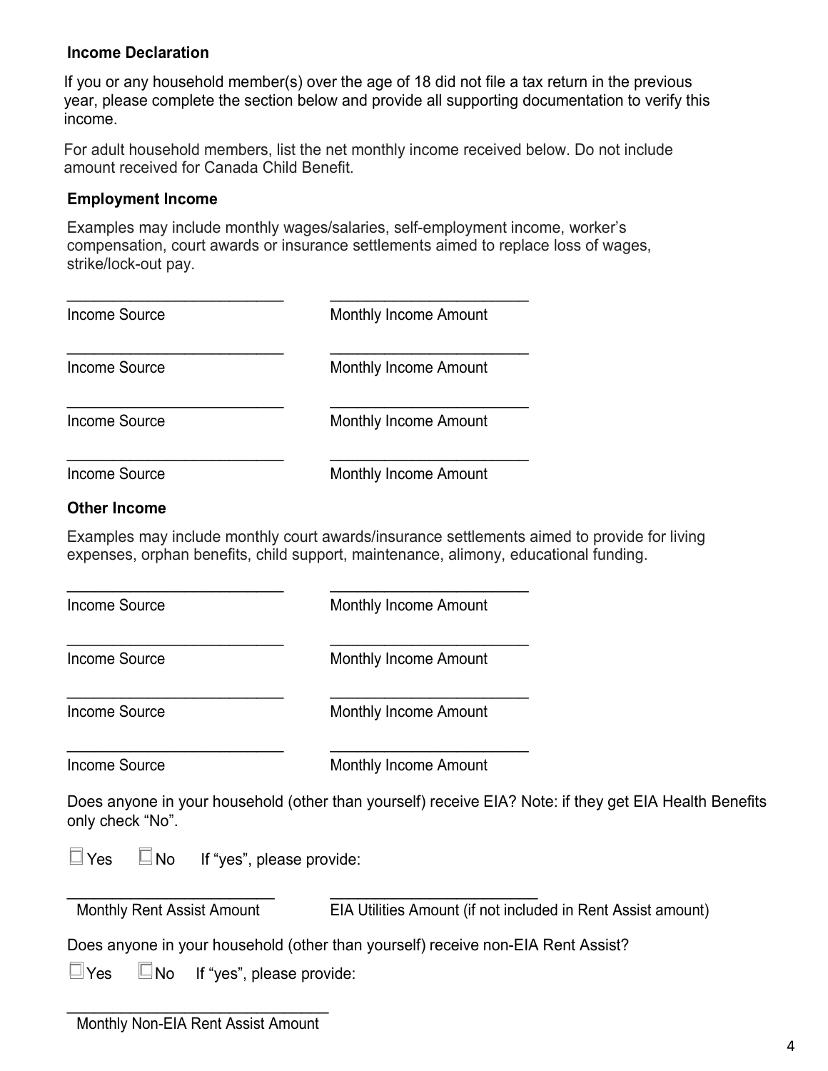### Income Declaration

If you or any household member(s) over the age of 18 did not file a tax return in the previous year, please complete the section below and provide all supporting documentation to verify this income.

For adult household members, list the net monthly income received below. Do not include amount received for Canada Child Benefit.

### Employment Income

Examples may include monthly wages/salaries, self-employment income, worker's compensation, court awards or insurance settlements aimed to replace loss of wages, strike/lock-out pay.

| Income Source | Monthly Income Amount |
|---|---|
| ____________________ | ____________________ |
| ____________________ | ____________________ |
| ____________________ | ____________________ |
| ____________________ | ____________________ |

### Other Income

Examples may include monthly court awards/insurance settlements aimed to provide for living expenses, orphan benefits, child support, maintenance, alimony, educational funding.

| Income Source | Monthly Income Amount |
|---|---|
| ____________________ | ____________________ |
| ____________________ | ____________________ |
| ____________________ | ____________________ |
| ____________________ | ____________________ |

Does anyone in your household (other than yourself) receive EIA? Note: if they get EIA Health Benefits only check "No".

☐ Yes ☐ No If "yes", please provide:

____________________ Monthly Rent Assist Amount

____________________ EIA Utilities Amount (if not included in Rent Assist amount)

Does anyone in your household (other than yourself) receive non-EIA Rent Assist?

☐ Yes ☐ No If "yes", please provide:

____________________ Monthly Non-EIA Rent Assist Amount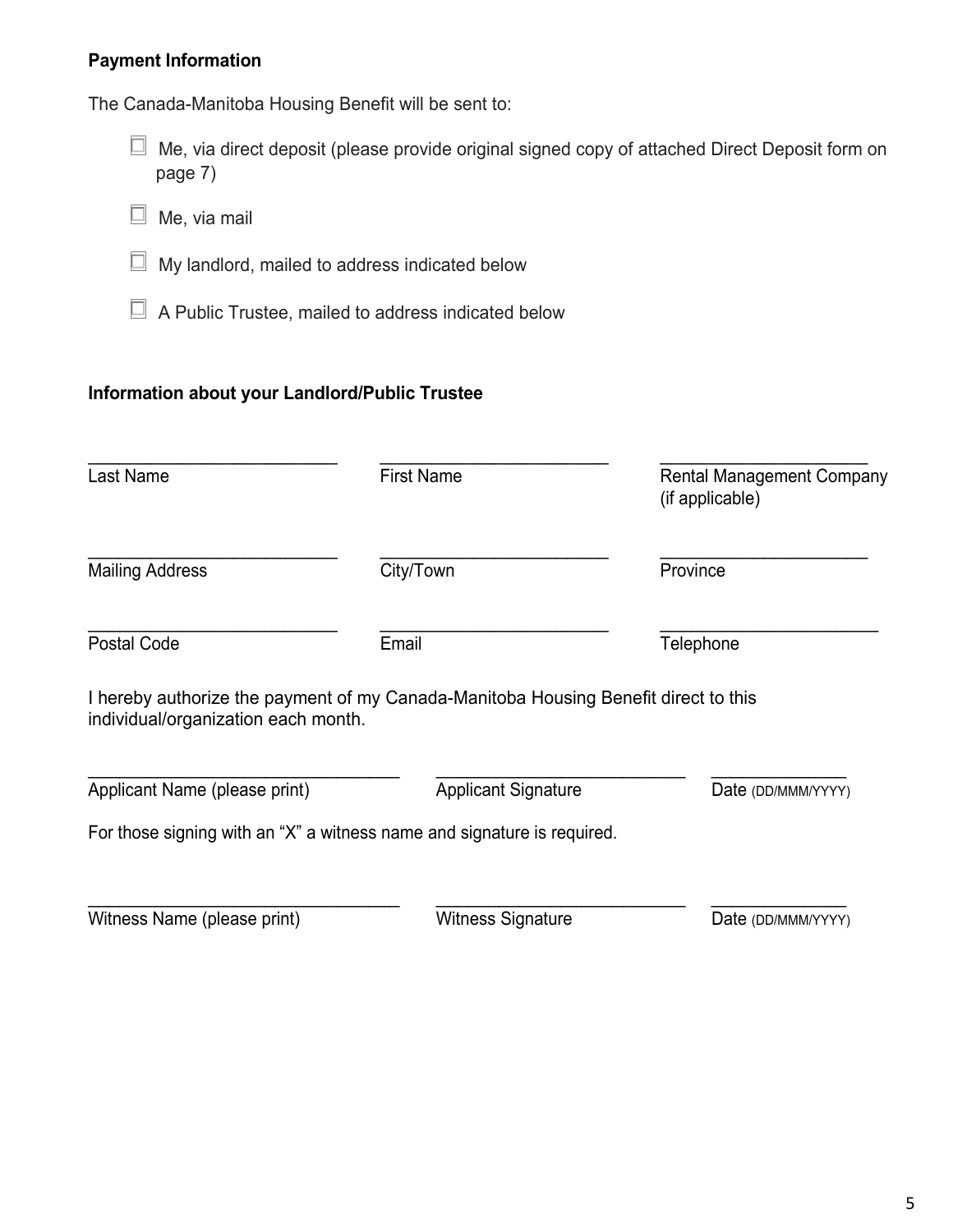**Payment Information**

The Canada-Manitoba Housing Benefit will be sent to:

- ☐ Me, via direct deposit (please provide original signed copy of attached Direct Deposit form on page 7)
- ☐ Me, via mail
- ☐ My landlord, mailed to address indicated below
- ☐ A Public Trustee, mailed to address indicated below

**Information about your Landlord/Public Trustee**

| \_\_\_\_\_\_\_\_\_\_\_\_\_\_\_\_\_\_\_\_ | \_\_\_\_\_\_\_\_\_\_\_\_\_\_\_\_\_\_\_\_ | \_\_\_\_\_\_\_\_\_\_\_\_\_\_\_\_\_\_\_\_ |
|---|---|---|
| Last Name | First Name | Rental Management Company (if applicable) |
| \_\_\_\_\_\_\_\_\_\_\_\_\_\_\_\_\_\_\_\_ | \_\_\_\_\_\_\_\_\_\_\_\_\_\_\_\_\_\_\_\_ | \_\_\_\_\_\_\_\_\_\_\_\_\_\_\_\_\_\_\_\_ |
| Mailing Address | City/Town | Province |
| \_\_\_\_\_\_\_\_\_\_\_\_\_\_\_\_\_\_\_\_ | \_\_\_\_\_\_\_\_\_\_\_\_\_\_\_\_\_\_\_\_ | \_\_\_\_\_\_\_\_\_\_\_\_\_\_\_\_\_\_\_\_ |
| Postal Code | Email | Telephone |

I hereby authorize the payment of my Canada-Manitoba Housing Benefit direct to this individual/organization each month.

| \_\_\_\_\_\_\_\_\_\_\_\_\_\_\_\_\_\_\_\_ | \_\_\_\_\_\_\_\_\_\_\_\_\_\_\_\_\_\_\_\_ | \_\_\_\_\_\_\_\_\_\_\_\_ |
|---|---|---|
| Applicant Name (please print) | Applicant Signature | Date (DD/MMM/YYYY) |

For those signing with an "X" a witness name and signature is required.

| \_\_\_\_\_\_\_\_\_\_\_\_\_\_\_\_\_\_\_\_ | \_\_\_\_\_\_\_\_\_\_\_\_\_\_\_\_\_\_\_\_ | \_\_\_\_\_\_\_\_\_\_\_\_ |
|---|---|---|
| Witness Name (please print) | Witness Signature | Date (DD/MMM/YYYY) |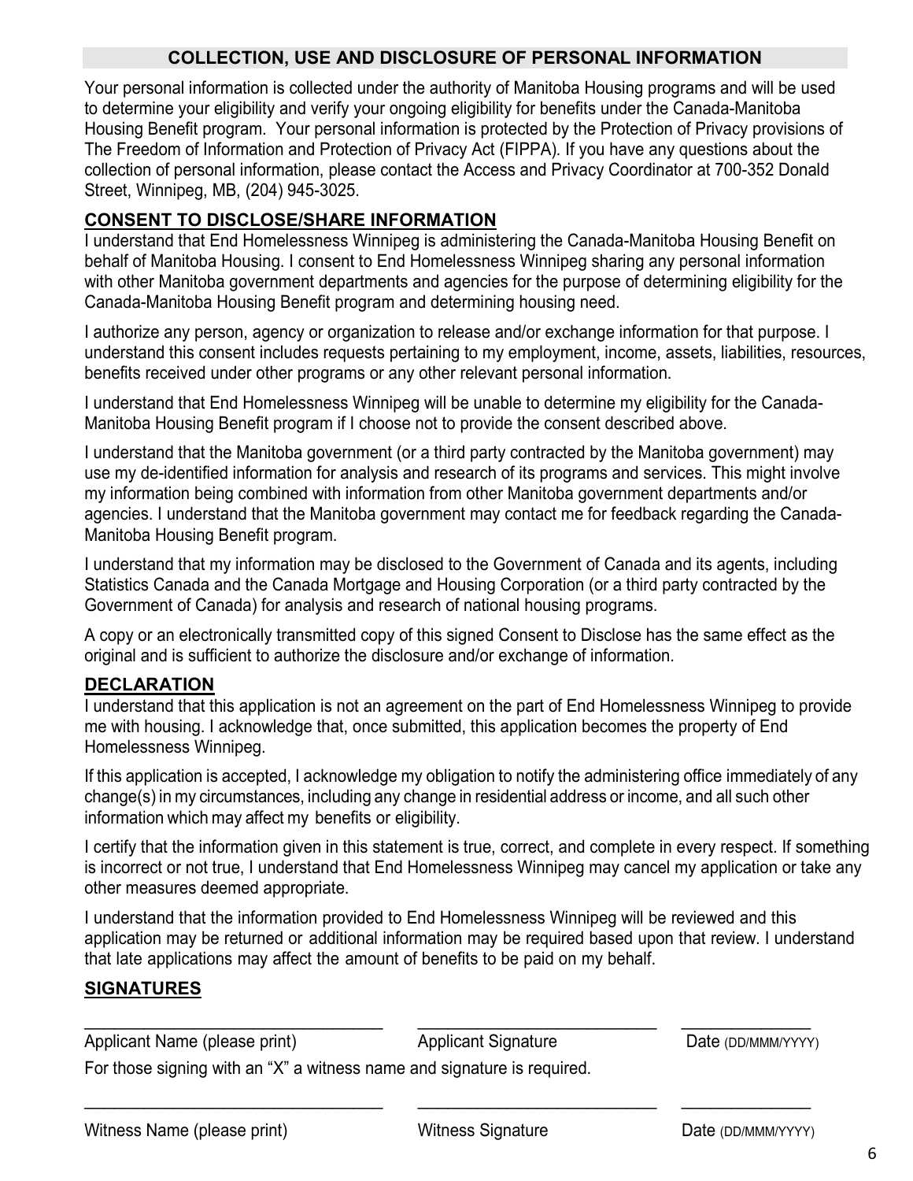## COLLECTION, USE AND DISCLOSURE OF PERSONAL INFORMATION

Your personal information is collected under the authority of Manitoba Housing programs and will be used to determine your eligibility and verify your ongoing eligibility for benefits under the Canada-Manitoba Housing Benefit program. Your personal information is protected by the Protection of Privacy provisions of The Freedom of Information and Protection of Privacy Act (FIPPA). If you have any questions about the collection of personal information, please contact the Access and Privacy Coordinator at 700-352 Donald Street, Winnipeg, MB, (204) 945-3025.

## CONSENT TO DISCLOSE/SHARE INFORMATION

I understand that End Homelessness Winnipeg is administering the Canada-Manitoba Housing Benefit on behalf of Manitoba Housing. I consent to End Homelessness Winnipeg sharing any personal information with other Manitoba government departments and agencies for the purpose of determining eligibility for the Canada-Manitoba Housing Benefit program and determining housing need.

I authorize any person, agency or organization to release and/or exchange information for that purpose. I understand this consent includes requests pertaining to my employment, income, assets, liabilities, resources, benefits received under other programs or any other relevant personal information.

I understand that End Homelessness Winnipeg will be unable to determine my eligibility for the Canada-Manitoba Housing Benefit program if I choose not to provide the consent described above.

I understand that the Manitoba government (or a third party contracted by the Manitoba government) may use my de-identified information for analysis and research of its programs and services. This might involve my information being combined with information from other Manitoba government departments and/or agencies. I understand that the Manitoba government may contact me for feedback regarding the Canada-Manitoba Housing Benefit program.

I understand that my information may be disclosed to the Government of Canada and its agents, including Statistics Canada and the Canada Mortgage and Housing Corporation (or a third party contracted by the Government of Canada) for analysis and research of national housing programs.

A copy or an electronically transmitted copy of this signed Consent to Disclose has the same effect as the original and is sufficient to authorize the disclosure and/or exchange of information.

## DECLARATION

I understand that this application is not an agreement on the part of End Homelessness Winnipeg to provide me with housing. I acknowledge that, once submitted, this application becomes the property of End Homelessness Winnipeg.

If this application is accepted, I acknowledge my obligation to notify the administering office immediately of any change(s) in my circumstances, including any change in residential address or income, and all such other information which may affect my benefits or eligibility.

I certify that the information given in this statement is true, correct, and complete in every respect. If something is incorrect or not true, I understand that End Homelessness Winnipeg may cancel my application or take any other measures deemed appropriate.

I understand that the information provided to End Homelessness Winnipeg will be reviewed and this application may be returned or additional information may be required based upon that review. I understand that late applications may affect the amount of benefits to be paid on my behalf.

## SIGNATURES

| ______________________________ | ______________________________ | ______________ |
|---|---|---|
| Applicant Name (please print) | Applicant Signature | Date (DD/MMM/YYYY) |

For those signing with an "X" a witness name and signature is required.

| ______________________________ | ______________________________ | ______________ |
|---|---|---|
| Witness Name (please print) | Witness Signature | Date (DD/MMM/YYYY) |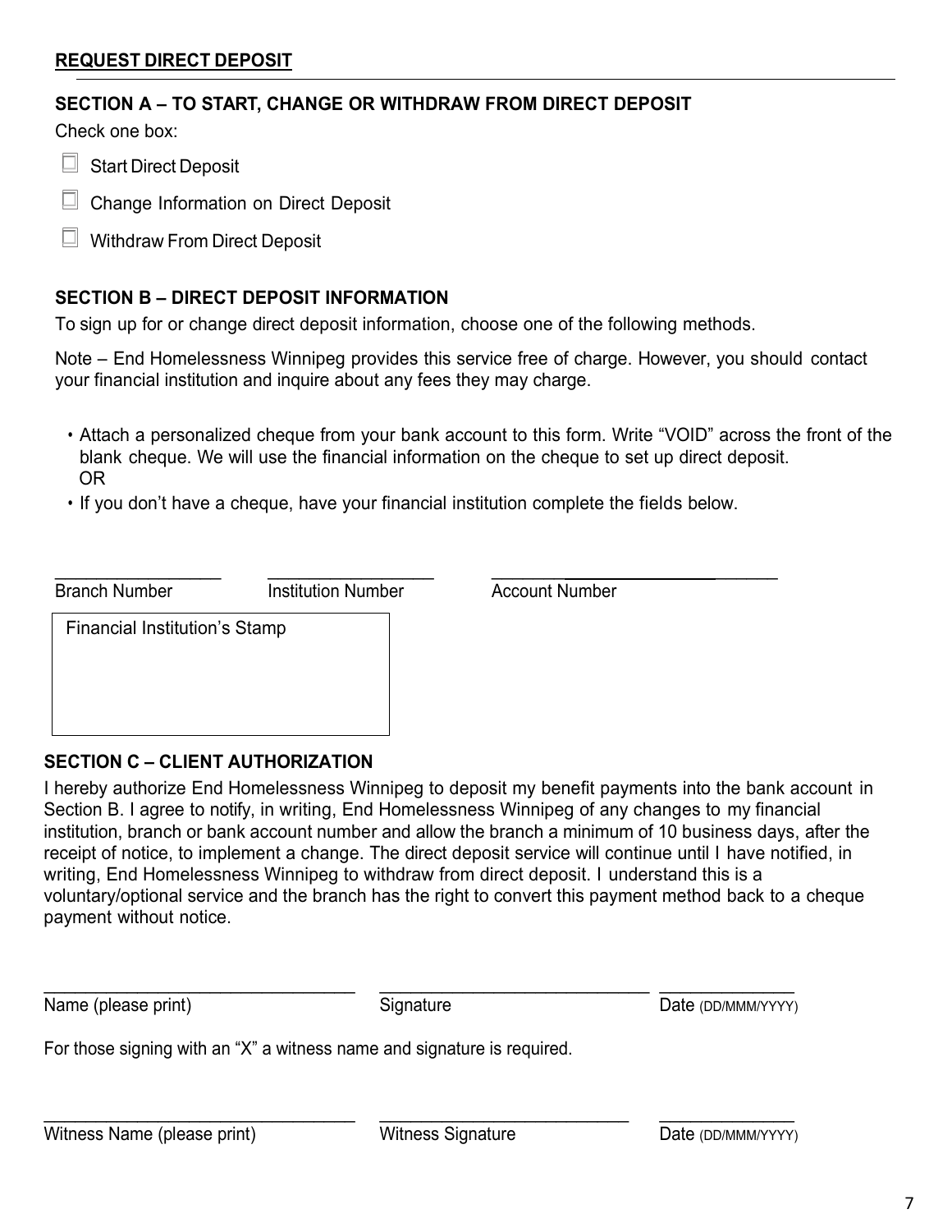**REQUEST DIRECT DEPOSIT**

**SECTION A – TO START, CHANGE OR WITHDRAW FROM DIRECT DEPOSIT**

Check one box:

- ☐ Start Direct Deposit
- ☐ Change Information on Direct Deposit
- ☐ Withdraw From Direct Deposit

**SECTION B – DIRECT DEPOSIT INFORMATION**

To sign up for or change direct deposit information, choose one of the following methods.

Note – End Homelessness Winnipeg provides this service free of charge. However, you should contact your financial institution and inquire about any fees they may charge.

- Attach a personalized cheque from your bank account to this form. Write "VOID" across the front of the blank cheque. We will use the financial information on the cheque to set up direct deposit.
  OR
- If you don't have a cheque, have your financial institution complete the fields below.

\_\_\_\_\_\_\_\_\_\_\_\_\_\_\_\_ Branch Number

\_\_\_\_\_\_\_\_\_\_\_\_\_\_\_\_ Institution Number

\_\_\_\_\_\_\_\_\_\_\_\_\_\_\_\_\_\_\_\_\_\_\_\_\_\_ Account Number

Financial Institution's Stamp

**SECTION C – CLIENT AUTHORIZATION**

I hereby authorize End Homelessness Winnipeg to deposit my benefit payments into the bank account in Section B. I agree to notify, in writing, End Homelessness Winnipeg of any changes to my financial institution, branch or bank account number and allow the branch a minimum of 10 business days, after the receipt of notice, to implement a change. The direct deposit service will continue until I have notified, in writing, End Homelessness Winnipeg to withdraw from direct deposit. I understand this is a voluntary/optional service and the branch has the right to convert this payment method back to a cheque payment without notice.

\_\_\_\_\_\_\_\_\_\_\_\_\_\_\_\_\_\_\_\_\_\_\_\_ Name (please print)

\_\_\_\_\_\_\_\_\_\_\_\_\_\_\_\_\_\_\_\_\_\_\_\_ Signature

\_\_\_\_\_\_\_\_\_\_\_\_ Date (DD/MMM/YYYY)

For those signing with an "X" a witness name and signature is required.

\_\_\_\_\_\_\_\_\_\_\_\_\_\_\_\_\_\_\_\_\_\_\_\_ Witness Name (please print)

\_\_\_\_\_\_\_\_\_\_\_\_\_\_\_\_\_\_\_\_\_\_\_\_ Witness Signature

\_\_\_\_\_\_\_\_\_\_\_\_ Date (DD/MMM/YYYY)